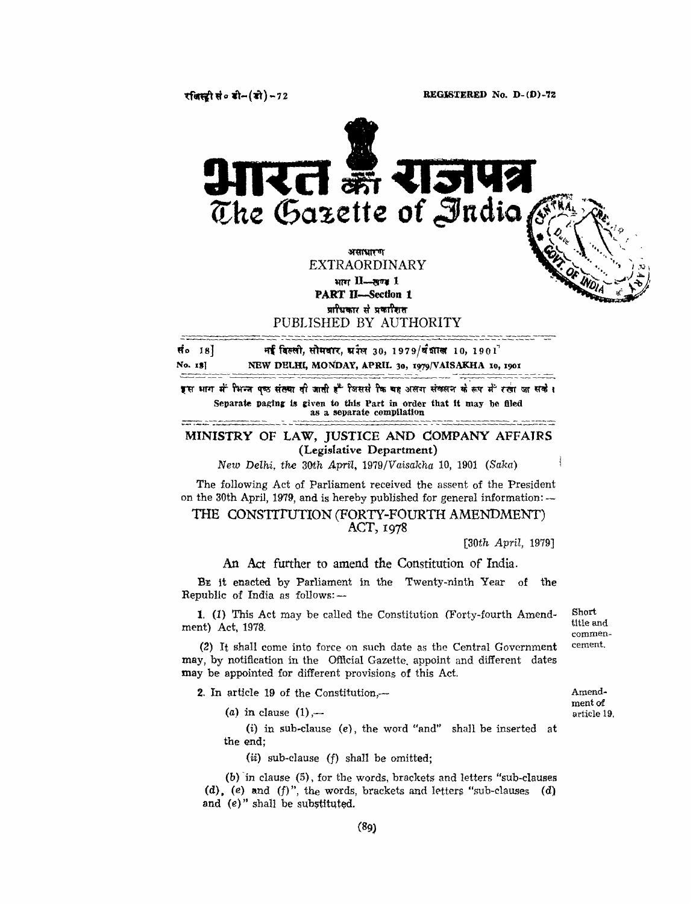रजिस्ट्री सं० डी-(डी)-72 REGISTERED No. D-(D)-72

# भारत का राजपत्र
# The Gazette of India

असाधारण
EXTRAORDINARY

भाग II—खण्ड 1
PART II—Section 1

प्राधिकार से प्रकाशित
PUBLISHED BY AUTHORITY

सं० 18] नई दिल्ली, सोमवार, अप्रैल 30, 1979/वैशाख 10, 1901

No. 18] NEW DELHI, MONDAY, APRIL 30, 1979/VAISAKHA 10, 1901

इस भाग में भिन्न पृष्ठ संख्या दी जाती है जिससे कि यह अलग संकलन के रूप में रखा जा सके।

Separate paging is given to this Part in order that it may be filed as a separate compilation

## MINISTRY OF LAW, JUSTICE AND COMPANY AFFAIRS
### (Legislative Department)

*New Delhi, the 30th April, 1979/Vaisakha 10, 1901 (Saka)*

The following Act of Parliament received the assent of the President on the 30th April, 1979, and is hereby published for general information:—

## THE CONSTITUTION (FORTY-FOURTH AMENDMENT) ACT, 1978

[*30th April, 1979*]

An Act further to amend the Constitution of India.

BE it enacted by Parliament in the Twenty-ninth Year of the Republic of India as follows:—

Short title and commencement.

1. (*1*) This Act may be called the Constitution (Forty-fourth Amendment) Act, 1978.

(*2*) It shall come into force on such date as the Central Government may, by notification in the Official Gazette, appoint and different dates may be appointed for different provisions of this Act.

Amendment of article 19.

2. In article 19 of the Constitution,—

(*a*) in clause (1),—

(*i*) in sub-clause (*e*), the word "and" shall be inserted at the end;

(*ii*) sub-clause (*f*) shall be omitted;

(*b*) in clause (5), for the words, brackets and letters "sub-clauses (*d*), (*e*) and (*f*)", the words, brackets and letters "sub-clauses (*d*) and (*e*)" shall be substituted.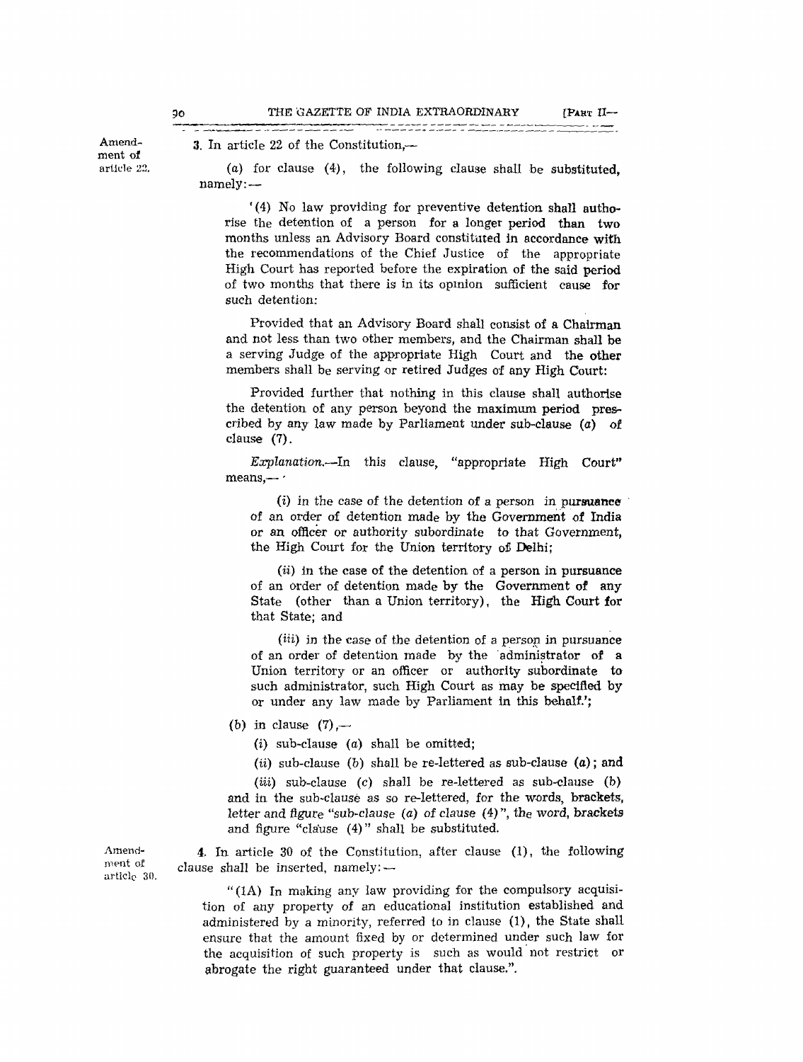Amendment of article 22.

3. In article 22 of the Constitution,—

(a) for clause (4), the following clause shall be substituted, namely:—

'(4) No law providing for preventive detention shall authorise the detention of a person for a longer period than two months unless an Advisory Board constituted in accordance with the recommendations of the Chief Justice of the appropriate High Court has reported before the expiration of the said period of two months that there is in its opinion sufficient cause for such detention:

Provided that an Advisory Board shall consist of a Chairman and not less than two other members, and the Chairman shall be a serving Judge of the appropriate High Court and the other members shall be serving or retired Judges of any High Court:

Provided further that nothing in this clause shall authorise the detention of any person beyond the maximum period prescribed by any law made by Parliament under sub-clause (a) of clause (7).

*Explanation.*—In this clause, "appropriate High Court" means,—

(i) in the case of the detention of a person in pursuance of an order of detention made by the Government of India or an officer or authority subordinate to that Government, the High Court for the Union territory of Delhi;

(ii) in the case of the detention of a person in pursuance of an order of detention made by the Government of any State (other than a Union territory), the High Court for that State; and

(iii) in the case of the detention of a person in pursuance of an order of detention made by the administrator of a Union territory or an officer or authority subordinate to such administrator, such High Court as may be specified by or under any law made by Parliament in this behalf.';

(b) in clause (7),—

(i) sub-clause (a) shall be omitted;

(ii) sub-clause (b) shall be re-lettered as sub-clause (a); and

(iii) sub-clause (c) shall be re-lettered as sub-clause (b) and in the sub-clause as so re-lettered, for the words, brackets, letter and figure "sub-clause (a) of clause (4)", the word, brackets and figure "clause (4)" shall be substituted.

Amendment of article 30.

4. In article 30 of the Constitution, after clause (1), the following clause shall be inserted, namely:—

"(1A) In making any law providing for the compulsory acquisition of any property of an educational institution established and administered by a minority, referred to in clause (1), the State shall ensure that the amount fixed by or determined under such law for the acquisition of such property is such as would not restrict or abrogate the right guaranteed under that clause.".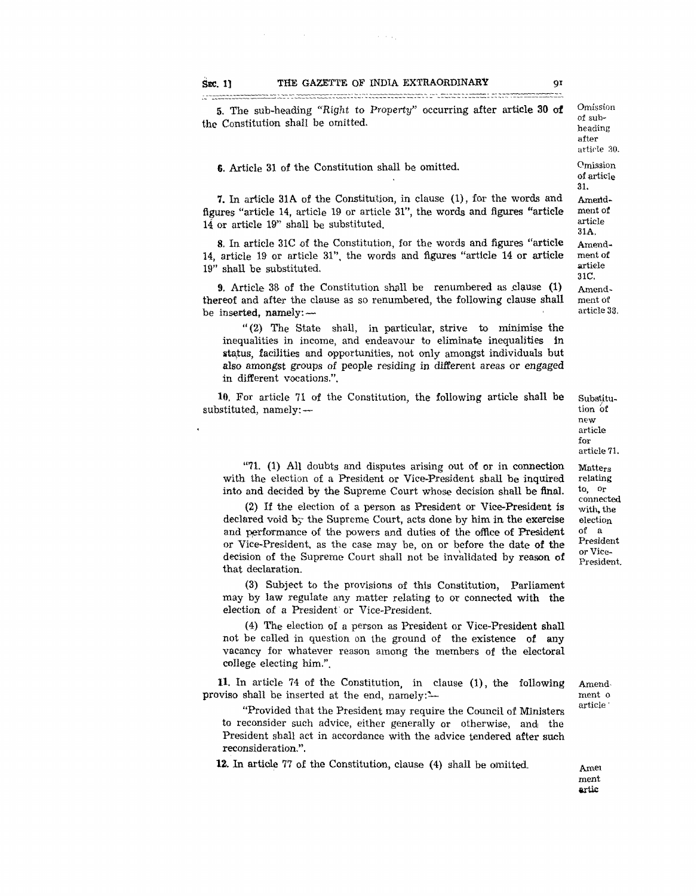5. The sub-heading "*Right to Property*" occurring after article 30 of the Constitution shall be omitted.

Omission of sub-heading after article 30.

6. Article 31 of the Constitution shall be omitted.

Omission of article 31.

7. In article 31A of the Constitution, in clause (1), for the words and figures "article 14, article 19 or article 31", the words and figures "article 14 or article 19" shall be substituted.

Amendment of article 31A.

8. In article 31C of the Constitution, for the words and figures "article 14, article 19 or article 31", the words and figures "article 14 or article 19" shall be substituted.

Amendment of article 31C.

9. Article 38 of the Constitution shall be renumbered as clause (1) thereof and after the clause as so renumbered, the following clause shall be inserted, namely:—

Amendment of article 38.

"(2) The State shall, in particular, strive to minimise the inequalities in income, and endeavour to eliminate inequalities in status, facilities and opportunities, not only amongst individuals but also amongst groups of people residing in different areas or engaged in different vocations.".

10. For article 71 of the Constitution, the following article shall be substituted, namely:—

Substitution of new article for article 71.

"71. (1) All doubts and disputes arising out of or in connection with the election of a President or Vice-President shall be inquired into and decided by the Supreme Court whose decision shall be final.

Matters relating to, or connected with, the election of a President or Vice-President.

(2) If the election of a person as President or Vice-President is declared void by the Supreme Court, acts done by him in the exercise and performance of the powers and duties of the office of President or Vice-President, as the case may be, on or before the date of the decision of the Supreme Court shall not be invalidated by reason of that declaration.

(3) Subject to the provisions of this Constitution, Parliament may by law regulate any matter relating to or connected with the election of a President or Vice-President.

(4) The election of a person as President or Vice-President shall not be called in question on the ground of the existence of any vacancy for whatever reason among the members of the electoral college electing him.".

11. In article 74 of the Constitution, in clause (1), the following proviso shall be inserted at the end, namely:—

Amendment o article

"Provided that the President may require the Council of Ministers to reconsider such advice, either generally or otherwise, and the President shall act in accordance with the advice tendered after such reconsideration.".

12. In article 77 of the Constitution, clause (4) shall be omitted.

Amen ment artic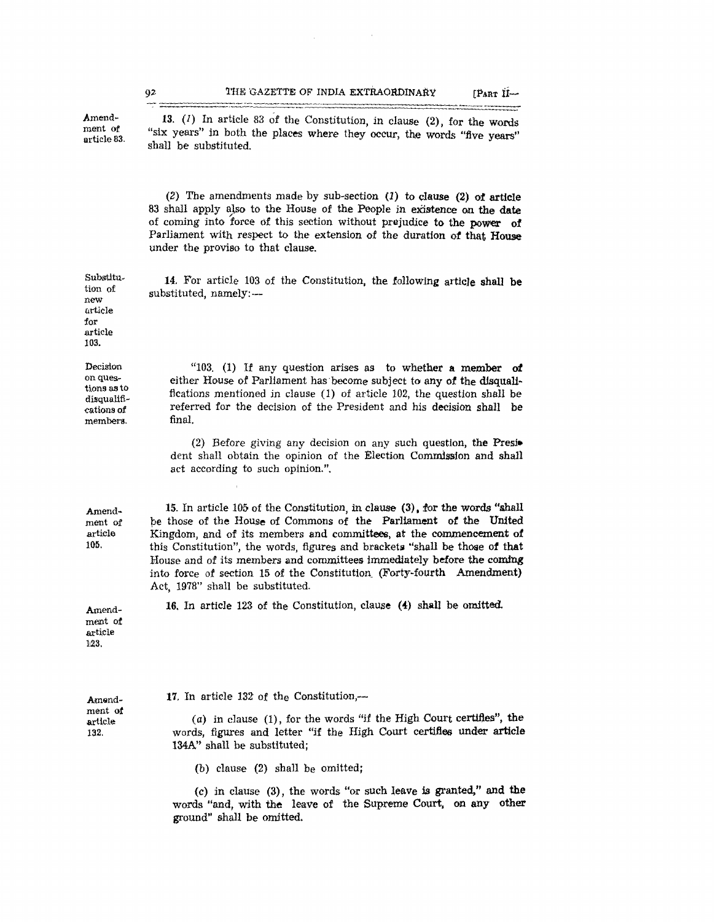Amendment of article 83.

13. (1) In article 83 of the Constitution, in clause (2), for the words "six years" in both the places where they occur, the words "five years" shall be substituted.

(2) The amendments made by sub-section (1) to clause (2) of article 83 shall apply also to the House of the People in existence on the date of coming into force of this section without prejudice to the power of Parliament with respect to the extension of the duration of that House under the proviso to that clause.

Substitution of new article for article 103.

14. For article 103 of the Constitution, the following article shall be substituted, namely:—

Decision on questions as to disqualifications of members.

"103. (1) If any question arises as to whether a member of either House of Parliament has become subject to any of the disqualifications mentioned in clause (1) of article 102, the question shall be referred for the decision of the President and his decision shall be final.

(2) Before giving any decision on any such question, the President shall obtain the opinion of the Election Commission and shall act according to such opinion.".

Amendment of article 105.

15. In article 105 of the Constitution, in clause (3), for the words "shall be those of the House of Commons of the Parliament of the United Kingdom, and of its members and committees, at the commencement of this Constitution", the words, figures and brackets "shall be those of that House and of its members and committees immediately before the coming into force of section 15 of the Constitution (Forty-fourth Amendment) Act, 1978" shall be substituted.

Amendment of article 123.

16. In article 123 of the Constitution, clause (4) shall be omitted.

Amendment of article 132.

17. In article 132 of the Constitution,—

(a) in clause (1), for the words "if the High Court certifies", the words, figures and letter "if the High Court certifies under article 134A" shall be substituted;

(b) clause (2) shall be omitted;

(c) in clause (3), the words "or such leave is granted," and the words "and, with the leave of the Supreme Court, on any other ground" shall be omitted.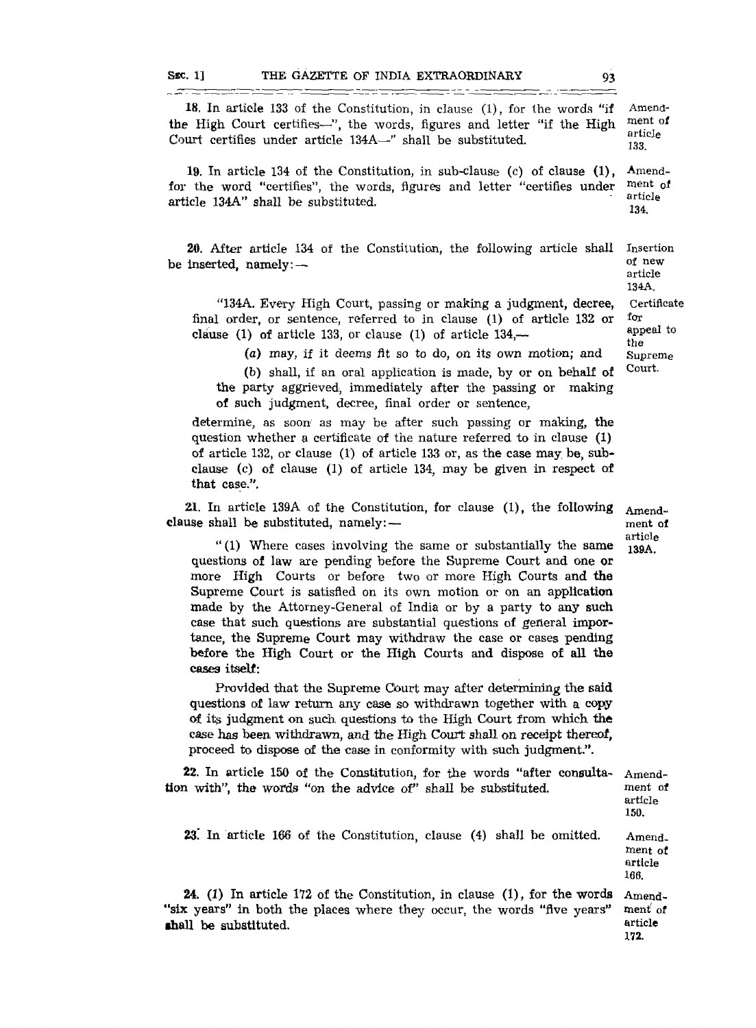18. In article 133 of the Constitution, in clause (1), for the words "if the High Court certifies—", the words, figures and letter "if the High Court certifies under article 134A—" shall be substituted.

*Amendment of article 133.*

19. In article 134 of the Constitution, in sub-clause (c) of clause (1), for the word "certifies", the words, figures and letter "certifies under article 134A" shall be substituted.

*Amendment of article 134.*

20. After article 134 of the Constitution, the following article shall be inserted, namely:—

*Insertion of new article 134A.*

"134A. Every High Court, passing or making a judgment, decree, final order, or sentence, referred to in clause (1) of article 132 or clause (1) of article 133, or clause (1) of article 134,—

*Certificate for appeal to the Supreme Court.*

(a) may, if it deems fit so to do, on its own motion; and

(b) shall, if an oral application is made, by or on behalf of the party aggrieved, immediately after the passing or making of such judgment, decree, final order or sentence,

determine, as soon as may be after such passing or making, the question whether a certificate of the nature referred to in clause (1) of article 132, or clause (1) of article 133 or, as the case may be, sub-clause (c) of clause (1) of article 134, may be given in respect of that case.".

21. In article 139A of the Constitution, for clause (1), the following clause shall be substituted, namely:—

*Amendment of article 139A.*

"(1) Where cases involving the same or substantially the same questions of law are pending before the Supreme Court and one or more High Courts or before two or more High Courts and the Supreme Court is satisfied on its own motion or on an application made by the Attorney-General of India or by a party to any such case that such questions are substantial questions of general importance, the Supreme Court may withdraw the case or cases pending before the High Court or the High Courts and dispose of all the cases itself:

Provided that the Supreme Court may after determining the said questions of law return any case so withdrawn together with a copy of its judgment on such questions to the High Court from which the case has been withdrawn, and the High Court shall on receipt thereof, proceed to dispose of the case in conformity with such judgment.".

22. In article 150 of the Constitution, for the words "after consultation with", the words "on the advice of" shall be substituted.

*Amendment of article 150.*

23. In article 166 of the Constitution, clause (4) shall be omitted.

*Amendment of article 166.*

24. (1) In article 172 of the Constitution, in clause (1), for the words "six years" in both the places where they occur, the words "five years" shall be substituted.

*Amendment of article 172.*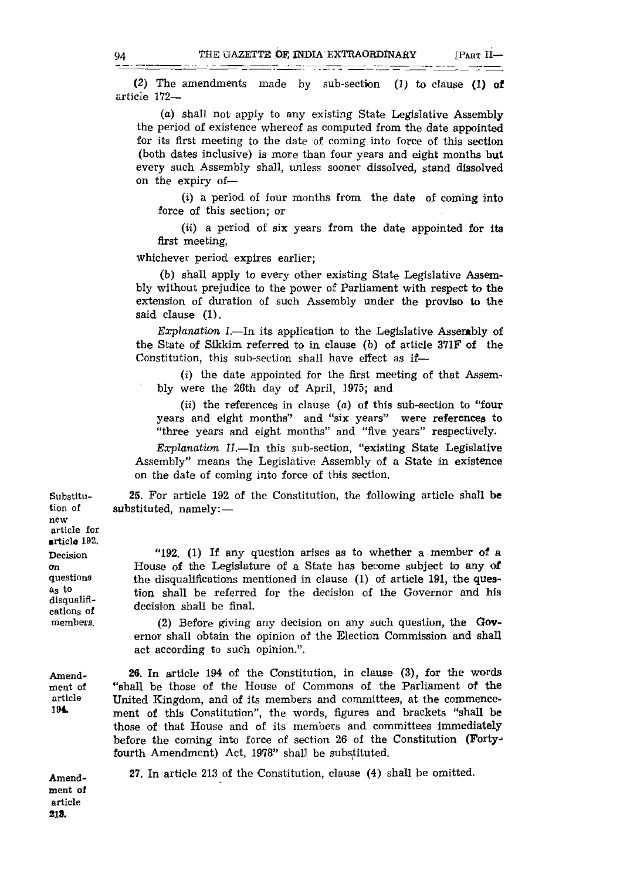(2) The amendments made by sub-section (1) to clause (1) of article 172—

(a) shall not apply to any existing State Legislative Assembly the period of existence whereof as computed from the date appointed for its first meeting to the date of coming into force of this section (both dates inclusive) is more than four years and eight months but every such Assembly shall, unless sooner dissolved, stand dissolved on the expiry of—

(i) a period of four months from the date of coming into force of this section; or

(ii) a period of six years from the date appointed for its first meeting,

whichever period expires earlier;

(b) shall apply to every other existing State Legislative Assembly without prejudice to the power of Parliament with respect to the extension of duration of such Assembly under the proviso to the said clause (1).

*Explanation I.*—In its application to the Legislative Assembly of the State of Sikkim referred to in clause (b) of article 371F of the Constitution, this sub-section shall have effect as if—

(i) the date appointed for the first meeting of that Assembly were the 26th day of April, 1975; and

(ii) the references in clause (a) of this sub-section to "four years and eight months" and "six years" were references to "three years and eight months" and "five years" respectively.

*Explanation II.*—In this sub-section, "existing State Legislative Assembly" means the Legislative Assembly of a State in existence on the date of coming into force of this section.

*Substitution of new article for article 192.*

25. For article 192 of the Constitution, the following article shall be substituted, namely:—

*Decision on questions as to disqualifications of members.*

"192. (1) If any question arises as to whether a member of a House of the Legislature of a State has become subject to any of the disqualifications mentioned in clause (1) of article 191, the question shall be referred for the decision of the Governor and his decision shall be final.

(2) Before giving any decision on any such question, the Governor shall obtain the opinion of the Election Commission and shall act according to such opinion.".

*Amendment of article 194.*

26. In article 194 of the Constitution, in clause (3), for the words "shall be those of the House of Commons of the Parliament of the United Kingdom, and of its members and committees, at the commencement of this Constitution", the words, figures and brackets "shall be those of that House and of its members and committees immediately before the coming into force of section 26 of the Constitution (Forty-fourth Amendment) Act, 1978" shall be substituted.

*Amendment of article 213.*

27. In article 213 of the Constitution, clause (4) shall be omitted.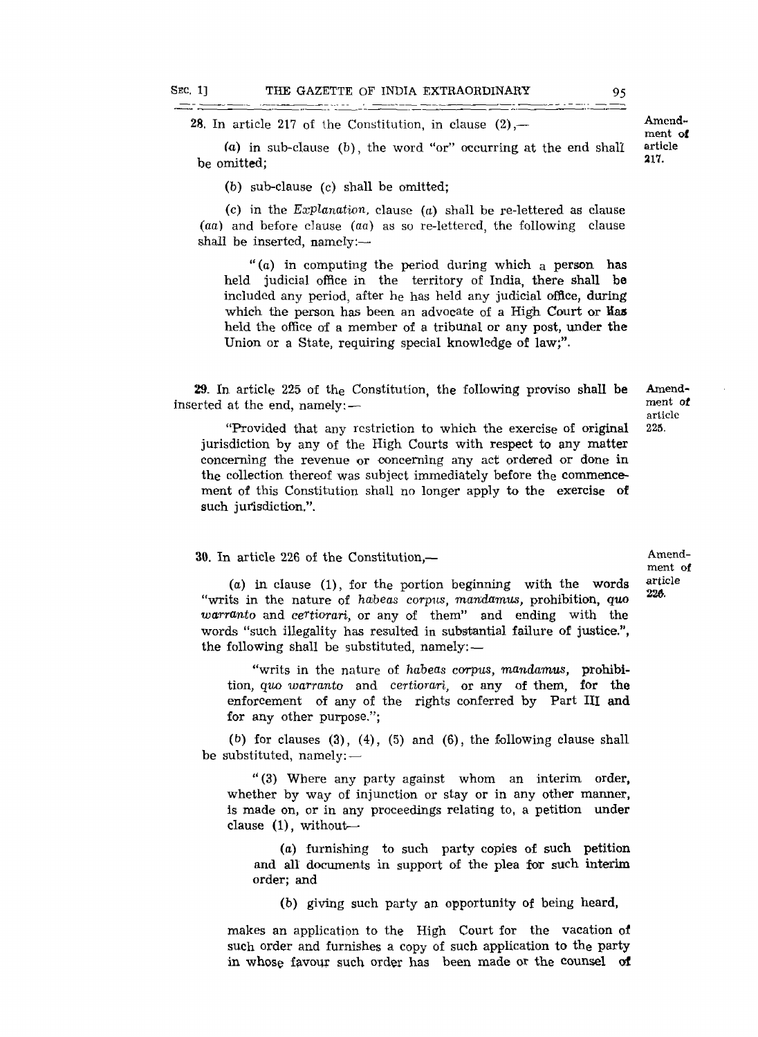28. In article 217 of the Constitution, in clause (2),—

*Amendment of article 217.*

(*a*) in sub-clause (*b*), the word "or" occurring at the end shall be omitted;

(*b*) sub-clause (*c*) shall be omitted;

(*c*) in the *Explanation*, clause (*a*) shall be re-lettered as clause (*aa*) and before clause (*aa*) as so re-lettered, the following clause shall be inserted, namely:—

"(*a*) in computing the period during which a person has held judicial office in the territory of India, there shall be included any period, after he has held any judicial office, during which the person has been an advocate of a High Court or has held the office of a member of a tribunal or any post, under the Union or a State, requiring special knowledge of law;".

29. In article 225 of the Constitution, the following proviso shall be inserted at the end, namely:—

*Amendment of article 225.*

"Provided that any restriction to which the exercise of original jurisdiction by any of the High Courts with respect to any matter concerning the revenue or concerning any act ordered or done in the collection thereof was subject immediately before the commencement of this Constitution shall no longer apply to the exercise of such jurisdiction.".

30. In article 226 of the Constitution,—

*Amendment of article 226.*

(*a*) in clause (1), for the portion beginning with the words "writs in the nature of *habeas corpus*, *mandamus*, prohibition, *quo warranto* and *certiorari*, or any of them" and ending with the words "such illegality has resulted in substantial failure of justice.", the following shall be substituted, namely:—

"writs in the nature of *habeas corpus*, *mandamus*, prohibition, *quo warranto* and *certiorari*, or any of them, for the enforcement of any of the rights conferred by Part III and for any other purpose.";

(*b*) for clauses (3), (4), (5) and (6), the following clause shall be substituted, namely:—

"(3) Where any party against whom an interim order, whether by way of injunction or stay or in any other manner, is made on, or in any proceedings relating to, a petition under clause (1), without—

(*a*) furnishing to such party copies of such petition and all documents in support of the plea for such interim order; and

(*b*) giving such party an opportunity of being heard,

makes an application to the High Court for the vacation of such order and furnishes a copy of such application to the party in whose favour such order has been made or the counsel of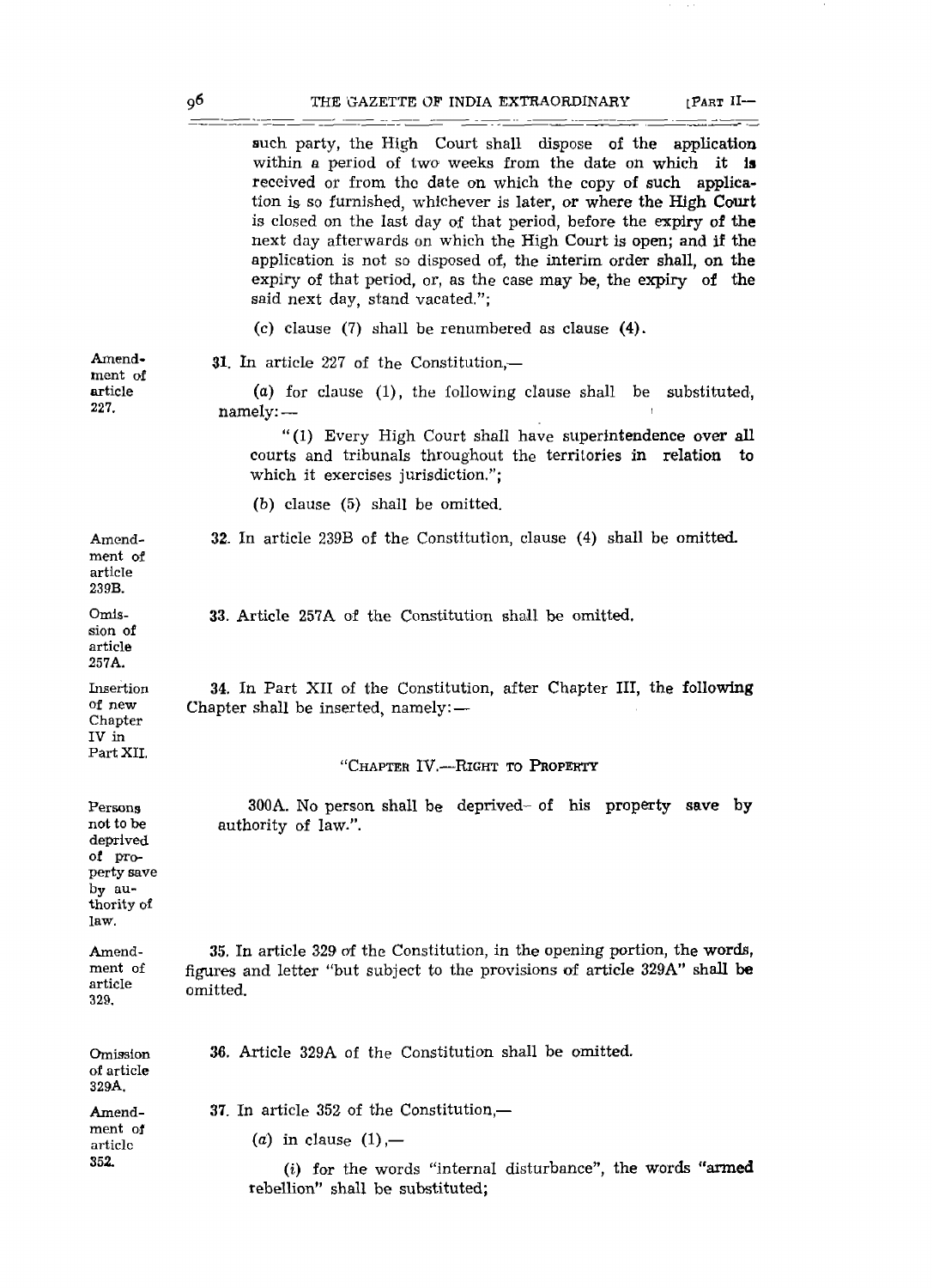such party, the High Court shall dispose of the application within a period of two weeks from the date on which it is received or from the date on which the copy of such application is so furnished, whichever is later, or where the High Court is closed on the last day of that period, before the expiry of the next day afterwards on which the High Court is open; and if the application is not so disposed of, the interim order shall, on the expiry of that period, or, as the case may be, the expiry of the said next day, stand vacated.";

(c) clause (7) shall be renumbered as clause (4).

*Amendment of article 227.*

**31.** In article 227 of the Constitution,—

(a) for clause (1), the following clause shall be substituted, namely:—

"(1) Every High Court shall have superintendence over all courts and tribunals throughout the territories in relation to which it exercises jurisdiction.";

(b) clause (5) shall be omitted.

*Amendment of article 239B.*

**32.** In article 239B of the Constitution, clause (4) shall be omitted.

*Omission of article 257A.*

**33.** Article 257A of the Constitution shall be omitted.

*Insertion of new Chapter IV in Part XII.*

**34.** In Part XII of the Constitution, after Chapter III, the following Chapter shall be inserted, namely:—

"CHAPTER IV.—RIGHT TO PROPERTY

*Persons not to be deprived of property save by authority of law.*

300A. No person shall be deprived of his property save by authority of law.".

*Amendment of article 329.*

**35.** In article 329 of the Constitution, in the opening portion, the words, figures and letter "but subject to the provisions of article 329A" shall be omitted.

*Omission of article 329A.*

**36.** Article 329A of the Constitution shall be omitted.

*Amendment of article 352.*

**37.** In article 352 of the Constitution,—

(a) in clause (1),—

(i) for the words "internal disturbance", the words "armed rebellion" shall be substituted;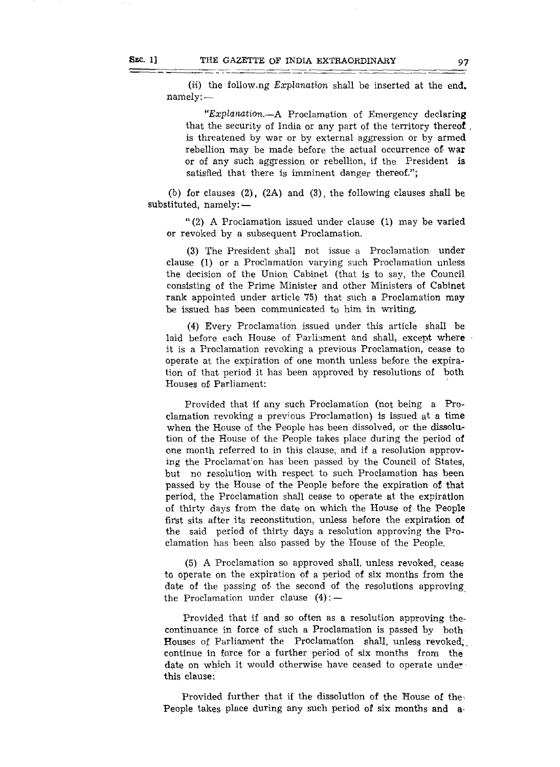(*ii*) the following *Explanation* shall be inserted at the end, namely:—

"*Explanation*.—A Proclamation of Emergency declaring that the security of India or any part of the territory thereof, is threatened by war or by external aggression or by armed rebellion may be made before the actual occurrence of war or of any such aggression or rebellion, if the President is satisfied that there is imminent danger thereof.";

(*b*) for clauses (2), (2A) and (3), the following clauses shall be substituted, namely:—

"(2) A Proclamation issued under clause (1) may be varied or revoked by a subsequent Proclamation.

(3) The President shall not issue a Proclamation under clause (1) or a Proclamation varying such Proclamation unless the decision of the Union Cabinet (that is to say, the Council consisting of the Prime Minister and other Ministers of Cabinet rank appointed under article 75) that such a Proclamation may be issued has been communicated to him in writing.

(4) Every Proclamation issued under this article shall be laid before each House of Parliament and shall, except where it is a Proclamation revoking a previous Proclamation, cease to operate at the expiration of one month unless before the expiration of that period it has been approved by resolutions of both Houses of Parliament:

Provided that if any such Proclamation (not being a Proclamation revoking a previous Proclamation) is issued at a time when the House of the People has been dissolved, or the dissolution of the House of the People takes place during the period of one month referred to in this clause, and if a resolution approving the Proclamation has been passed by the Council of States, but no resolution with respect to such Proclamation has been passed by the House of the People before the expiration of that period, the Proclamation shall cease to operate at the expiration of thirty days from the date on which the House of the People first sits after its reconstitution, unless before the expiration of the said period of thirty days a resolution approving the Proclamation has been also passed by the House of the People.

(5) A Proclamation so approved shall, unless revoked, cease to operate on the expiration of a period of six months from the date of the passing of the second of the resolutions approving the Proclamation under clause (4):—

Provided that if and so often as a resolution approving the continuance in force of such a Proclamation is passed by both Houses of Parliament the Proclamation shall, unless revoked, continue in force for a further period of six months from the date on which it would otherwise have ceased to operate under this clause:

Provided further that if the dissolution of the House of the People takes place during any such period of six months and a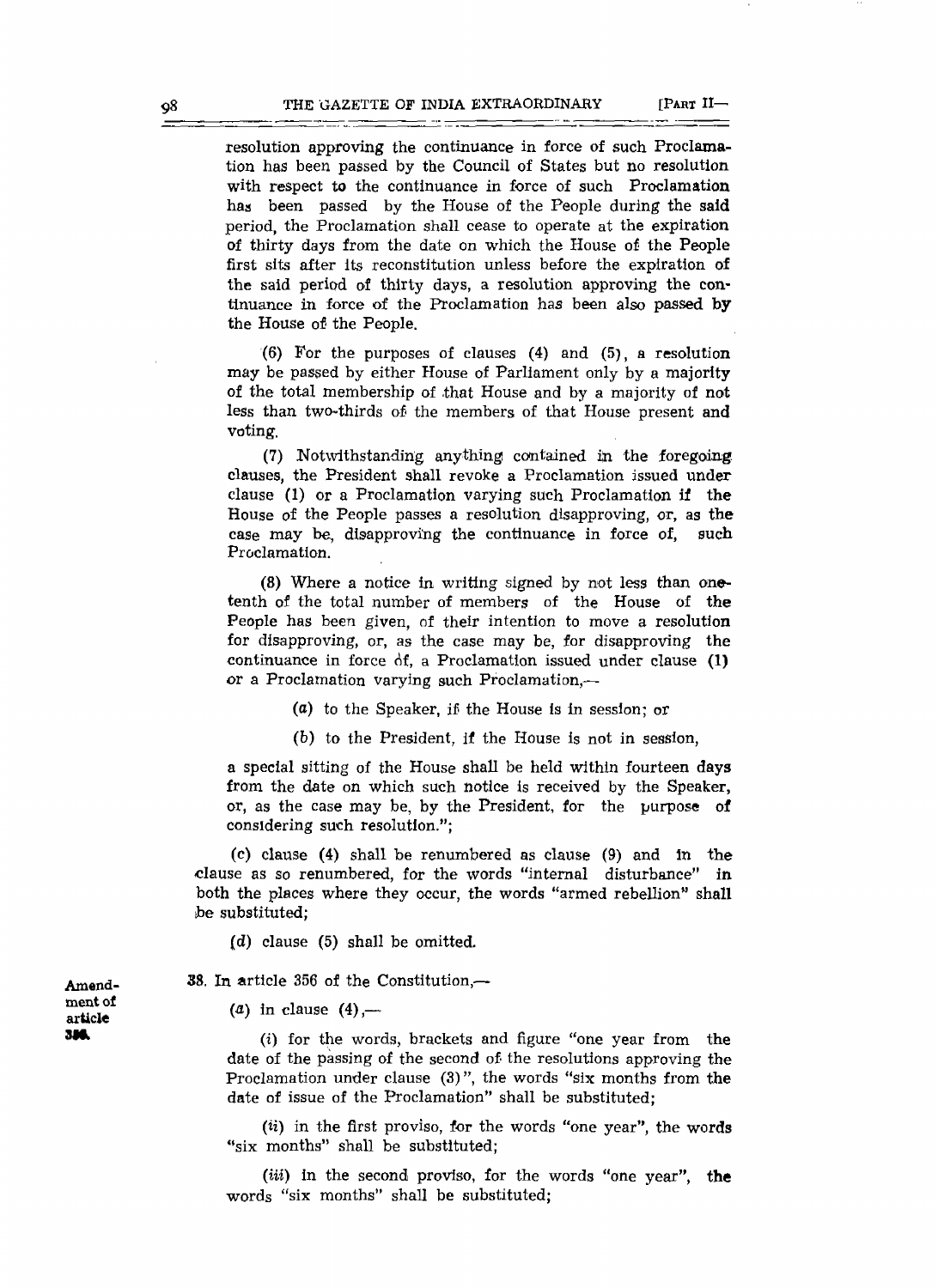resolution approving the continuance in force of such Proclamation has been passed by the Council of States but no resolution with respect to the continuance in force of such Proclamation has been passed by the House of the People during the said period, the Proclamation shall cease to operate at the expiration of thirty days from the date on which the House of the People first sits after its reconstitution unless before the expiration of the said period of thirty days, a resolution approving the continuance in force of the Proclamation has been also passed by the House of the People.

(6) For the purposes of clauses (4) and (5), a resolution may be passed by either House of Parliament only by a majority of the total membership of that House and by a majority of not less than two-thirds of the members of that House present and voting.

(7) Notwithstanding anything contained in the foregoing clauses, the President shall revoke a Proclamation issued under clause (1) or a Proclamation varying such Proclamation if the House of the People passes a resolution disapproving, or, as the case may be, disapproving the continuance in force of, such Proclamation.

(8) Where a notice in writing signed by not less than one-tenth of the total number of members of the House of the People has been given, of their intention to move a resolution for disapproving, or, as the case may be, for disapproving the continuance in force of, a Proclamation issued under clause (1) or a Proclamation varying such Proclamation,—

(a) to the Speaker, if the House is in session; or

(b) to the President, if the House is not in session,

a special sitting of the House shall be held within fourteen days from the date on which such notice is received by the Speaker, or, as the case may be, by the President, for the purpose of considering such resolution.";

(c) clause (4) shall be renumbered as clause (9) and in the clause as so renumbered, for the words "internal disturbance" in both the places where they occur, the words "armed rebellion" shall be substituted;

(d) clause (5) shall be omitted.

Amendment of article 356.

38. In article 356 of the Constitution,—

(a) in clause (4),—

(i) for the words, brackets and figure "one year from the date of the passing of the second of the resolutions approving the Proclamation under clause (3)", the words "six months from the date of issue of the Proclamation" shall be substituted;

(ii) in the first proviso, for the words "one year", the words "six months" shall be substituted;

(iii) in the second proviso, for the words "one year", the words "six months" shall be substituted;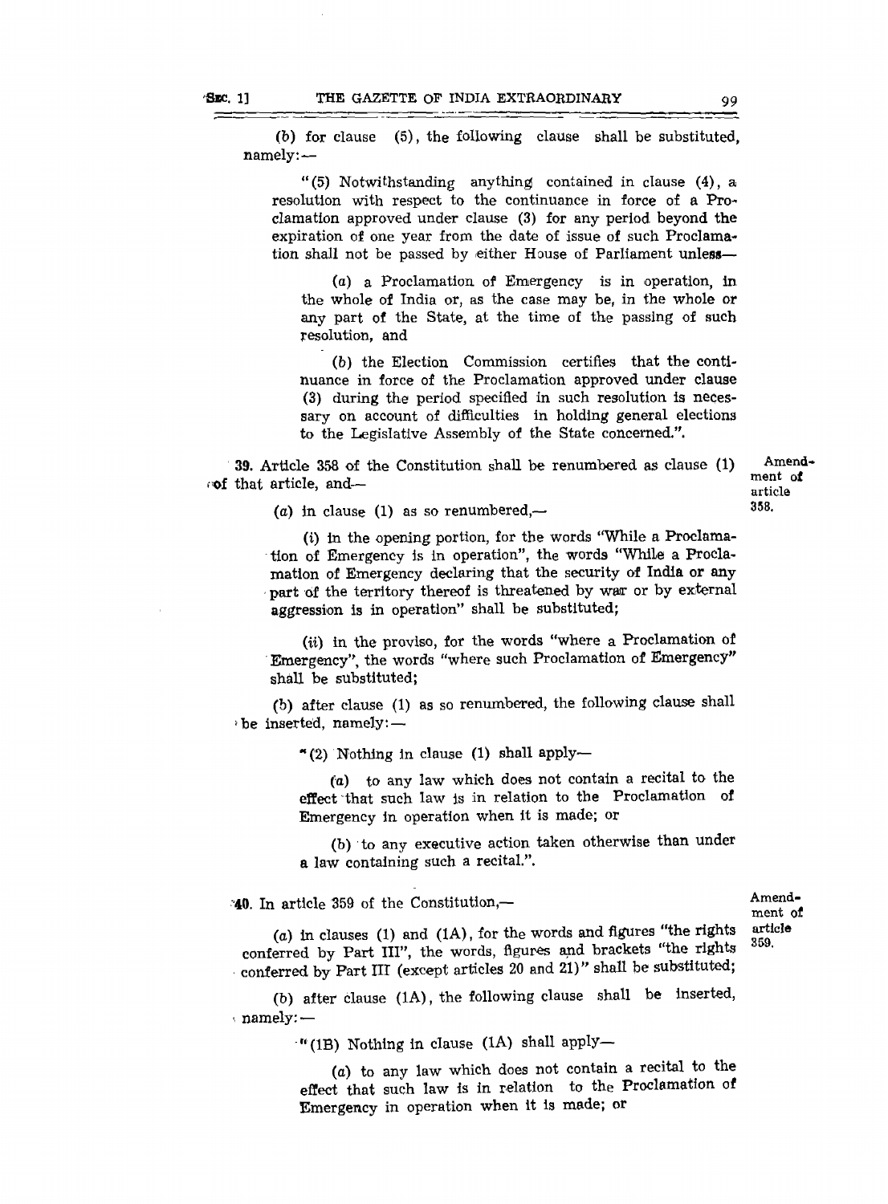(b) for clause (5), the following clause shall be substituted, namely:—

"(5) Notwithstanding anything contained in clause (4), a resolution with respect to the continuance in force of a Proclamation approved under clause (3) for any period beyond the expiration of one year from the date of issue of such Proclamation shall not be passed by either House of Parliament unless—

(a) a Proclamation of Emergency is in operation, in the whole of India or, as the case may be, in the whole or any part of the State, at the time of the passing of such resolution, and

(b) the Election Commission certifies that the continuance in force of the Proclamation approved under clause (3) during the period specified in such resolution is necessary on account of difficulties in holding general elections to the Legislative Assembly of the State concerned.".

**39.** Article 358 of the Constitution shall be renumbered as clause (1) of that article, and—

Amendment of article 358.

(a) in clause (1) as so renumbered,—

(i) in the opening portion, for the words "While a Proclamation of Emergency is in operation", the words "While a Proclamation of Emergency declaring that the security of India or any part of the territory thereof is threatened by war or by external aggression is in operation" shall be substituted;

(ii) in the proviso, for the words "where a Proclamation of Emergency", the words "where such Proclamation of Emergency" shall be substituted;

(b) after clause (1) as so renumbered, the following clause shall be inserted, namely:—

"(2) Nothing in clause (1) shall apply—

(a) to any law which does not contain a recital to the effect that such law is in relation to the Proclamation of Emergency in operation when it is made; or

(b) to any executive action taken otherwise than under a law containing such a recital.".

**40.** In article 359 of the Constitution,—

Amendment of article 359.

(a) in clauses (1) and (1A), for the words and figures "the rights conferred by Part III", the words, figures and brackets "the rights conferred by Part III (except articles 20 and 21)" shall be substituted;

(b) after clause (1A), the following clause shall be inserted, namely:—

"(1B) Nothing in clause (1A) shall apply—

(a) to any law which does not contain a recital to the effect that such law is in relation to the Proclamation of Emergency in operation when it is made; or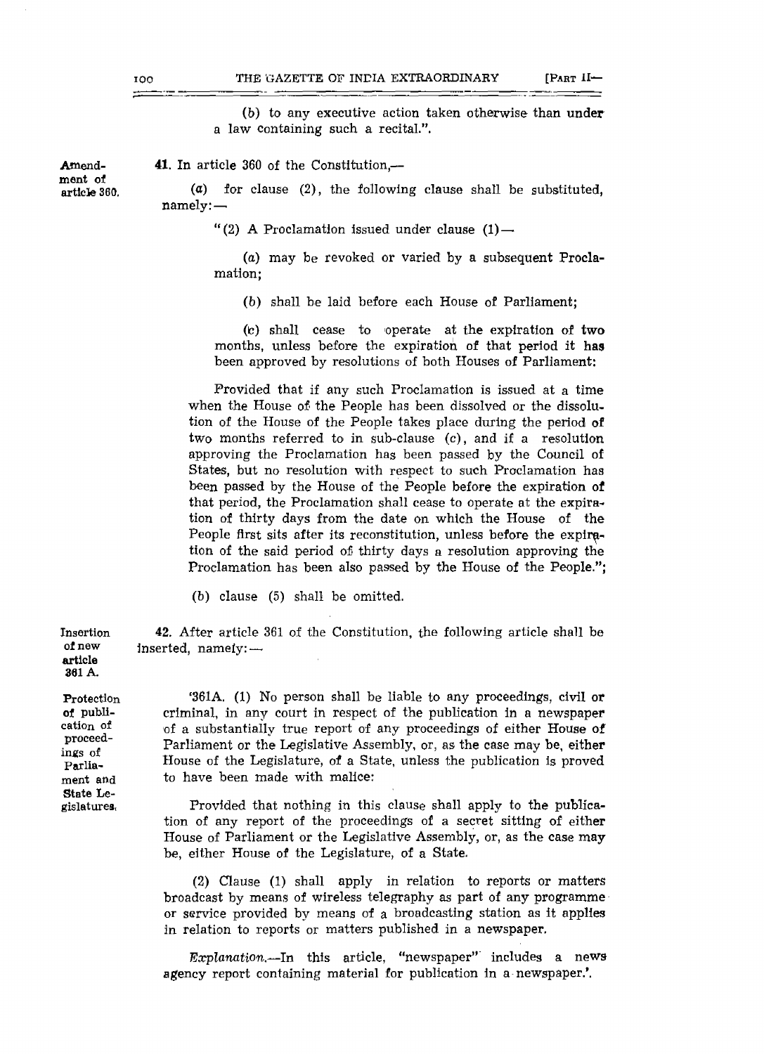(*b*) to any executive action taken otherwise than under a law containing such a recital.".

Amendment of article 360.

**41.** In article 360 of the Constitution,—

(*a*) for clause (2), the following clause shall be substituted, namely:—

"(2) A Proclamation issued under clause (1)—

(*a*) may be revoked or varied by a subsequent Proclamation;

(*b*) shall be laid before each House of Parliament;

(*c*) shall cease to operate at the expiration of two months, unless before the expiration of that period it has been approved by resolutions of both Houses of Parliament:

Provided that if any such Proclamation is issued at a time when the House of the People has been dissolved or the dissolution of the House of the People takes place during the period of two months referred to in sub-clause (*c*), and if a resolution approving the Proclamation has been passed by the Council of States, but no resolution with respect to such Proclamation has been passed by the House of the People before the expiration of that period, the Proclamation shall cease to operate at the expiration of thirty days from the date on which the House of the People first sits after its reconstitution, unless before the expiration of the said period of thirty days a resolution approving the Proclamation has been also passed by the House of the People.";

(*b*) clause (5) shall be omitted.

Insertion of new article 361A.

**42.** After article 361 of the Constitution, the following article shall be inserted, namely:—

Protection of publication of proceedings of Parliament and State Legislatures.

'361A. (1) No person shall be liable to any proceedings, civil or criminal, in any court in respect of the publication in a newspaper of a substantially true report of any proceedings of either House of Parliament or the Legislative Assembly, or, as the case may be, either House of the Legislature, of a State, unless the publication is proved to have been made with malice:

Provided that nothing in this clause shall apply to the publication of any report of the proceedings of a secret sitting of either House of Parliament or the Legislative Assembly, or, as the case may be, either House of the Legislature, of a State.

(2) Clause (1) shall apply in relation to reports or matters broadcast by means of wireless telegraphy as part of any programme or service provided by means of a broadcasting station as it applies in relation to reports or matters published in a newspaper.

*Explanation.*—In this article, "newspaper" includes a news agency report containing material for publication in a newspaper.'.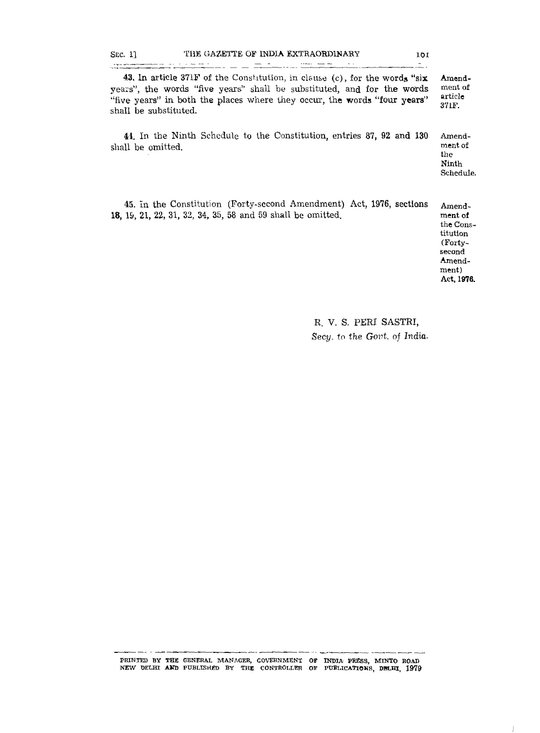43. In article 371F of the Constitution, in clause (c), for the words "six years", the words "five years" shall be substituted, and for the words "five years" in both the places where they occur, the words "four years" shall be substituted.

Amendment of article 371F.

44. In the Ninth Schedule to the Constitution, entries 87, 92 and 130 shall be omitted.

Amendment of the Ninth Schedule.

45. In the Constitution (Forty-second Amendment) Act, 1976, sections 18, 19, 21, 22, 31, 32, 34, 35, 58 and 59 shall be omitted.

Amendment of the Constitution (Forty-second Amendment) Act, 1976.

R. V. S. PERI SASTRI,
*Secy. to the Govt. of India.*

PRINTED BY THE GENERAL MANAGER, GOVERNMENT OF INDIA PRESS, MINTO ROAD NEW DELHI AND PUBLISHED BY THE CONTROLLER OF PUBLICATIONS, DELHI, 1979